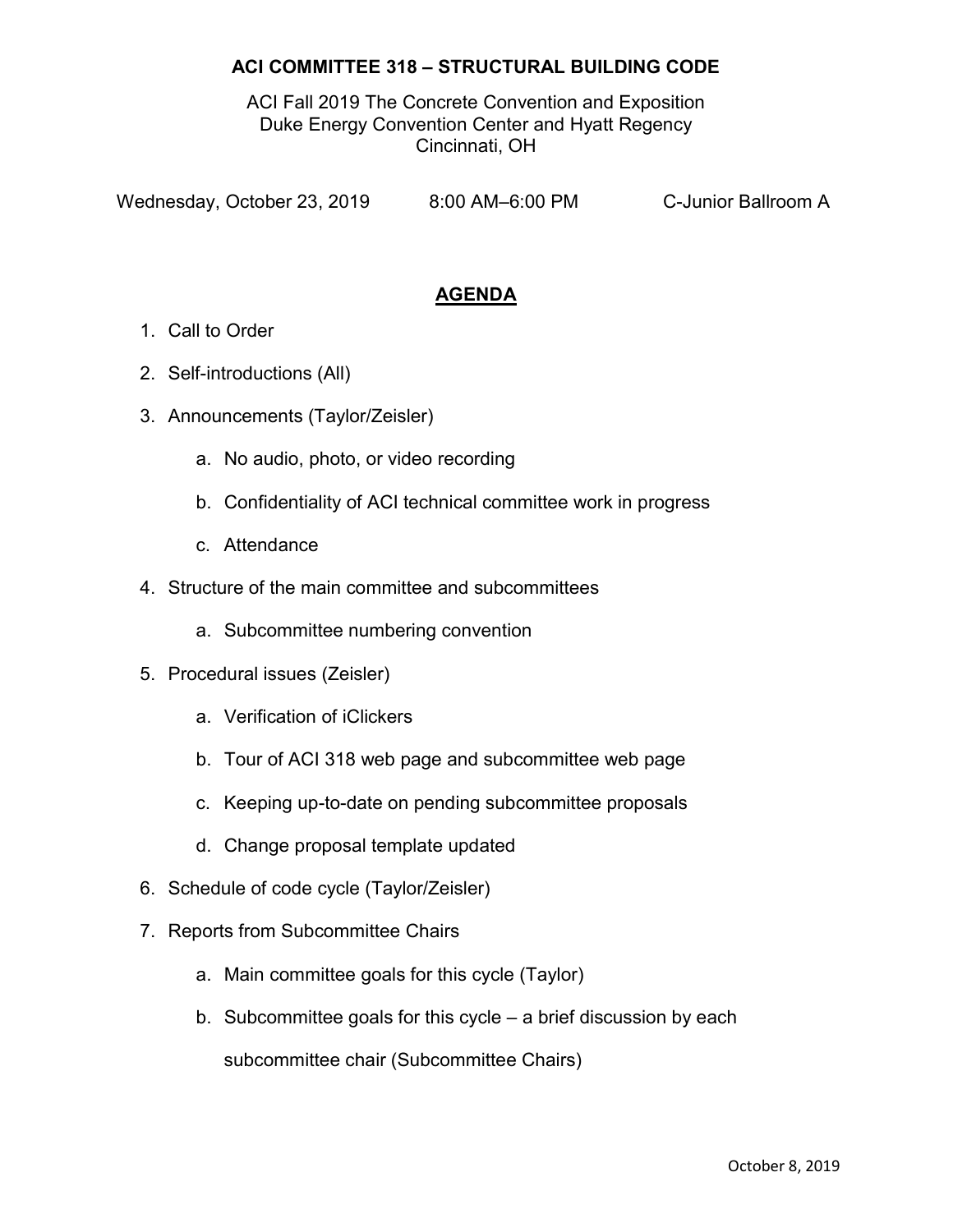# ACI COMMITTEE 318 – STRUCTURAL BUILDING CODE

ACI Fall 2019 The Concrete Convention and Exposition
Duke Energy Convention Center and Hyatt Regency
Cincinnati, OH

Wednesday, October 23, 2019 8:00 AM–6:00 PM C-Junior Ballroom A

## AGENDA

1. Call to Order
2. Self-introductions (All)
3. Announcements (Taylor/Zeisler)
   a. No audio, photo, or video recording
   b. Confidentiality of ACI technical committee work in progress
   c. Attendance
4. Structure of the main committee and subcommittees
   a. Subcommittee numbering convention
5. Procedural issues (Zeisler)
   a. Verification of iClickers
   b. Tour of ACI 318 web page and subcommittee web page
   c. Keeping up-to-date on pending subcommittee proposals
   d. Change proposal template updated
6. Schedule of code cycle (Taylor/Zeisler)
7. Reports from Subcommittee Chairs
   a. Main committee goals for this cycle (Taylor)
   b. Subcommittee goals for this cycle – a brief discussion by each subcommittee chair (Subcommittee Chairs)

October 8, 2019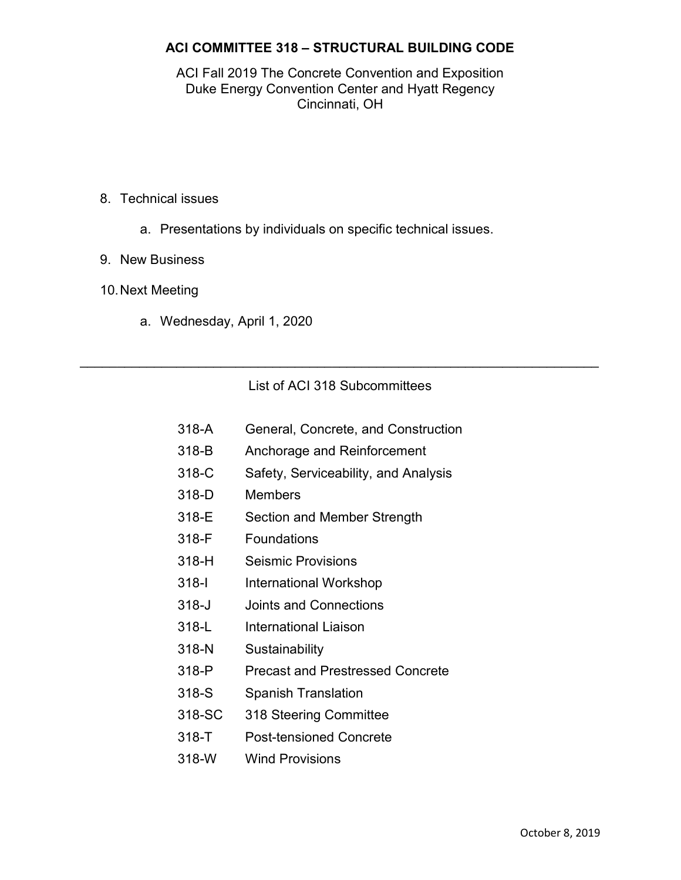**ACI COMMITTEE 318 – STRUCTURAL BUILDING CODE**

ACI Fall 2019 The Concrete Convention and Exposition
Duke Energy Convention Center and Hyatt Regency
Cincinnati, OH

8. Technical issues

    a. Presentations by individuals on specific technical issues.

9. New Business

10. Next Meeting

    a. Wednesday, April 1, 2020

---

List of ACI 318 Subcommittees

| | |
|---|---|
| 318-A | General, Concrete, and Construction |
| 318-B | Anchorage and Reinforcement |
| 318-C | Safety, Serviceability, and Analysis |
| 318-D | Members |
| 318-E | Section and Member Strength |
| 318-F | Foundations |
| 318-H | Seismic Provisions |
| 318-I | International Workshop |
| 318-J | Joints and Connections |
| 318-L | International Liaison |
| 318-N | Sustainability |
| 318-P | Precast and Prestressed Concrete |
| 318-S | Spanish Translation |
| 318-SC | 318 Steering Committee |
| 318-T | Post-tensioned Concrete |
| 318-W | Wind Provisions |

October 8, 2019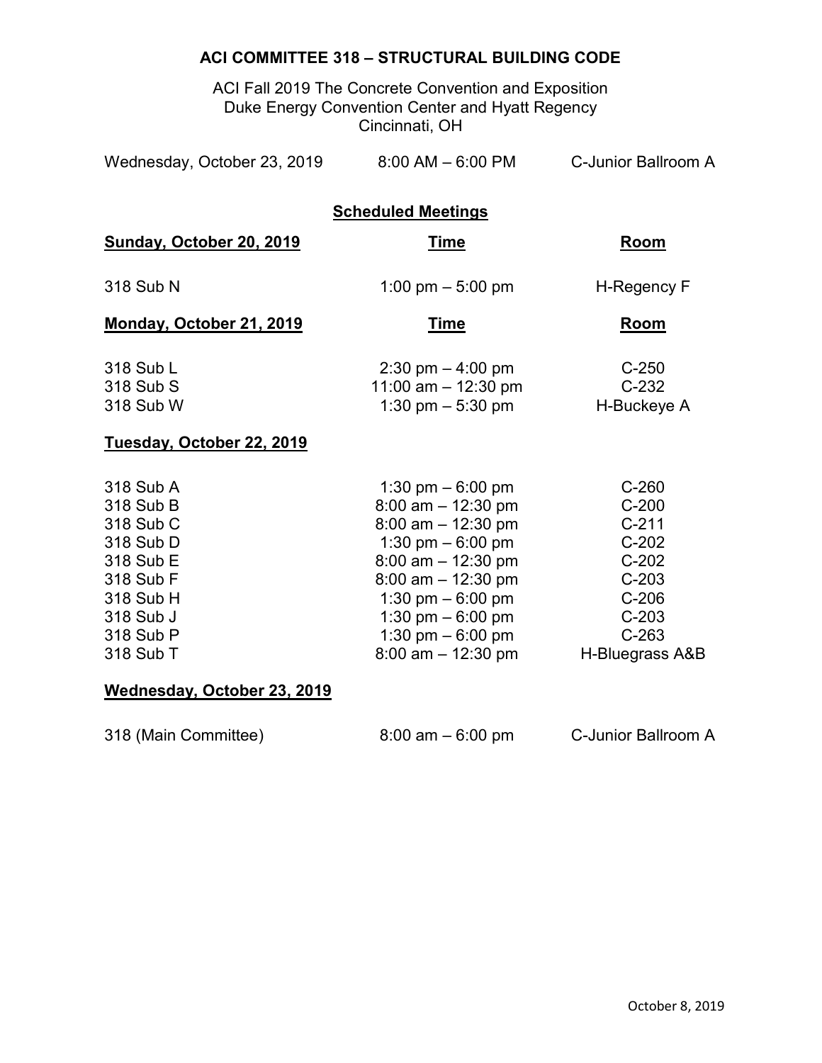# ACI COMMITTEE 318 – STRUCTURAL BUILDING CODE

ACI Fall 2019 The Concrete Convention and Exposition
Duke Energy Convention Center and Hyatt Regency
Cincinnati, OH

| | | |
|---|---|---|
| Wednesday, October 23, 2019 | 8:00 AM – 6:00 PM | C-Junior Ballroom A |

## Scheduled Meetings

| **Sunday, October 20, 2019** | **Time** | **Room** |
|---|---|---|
| 318 Sub N | 1:00 pm – 5:00 pm | H-Regency F |
| **Monday, October 21, 2019** | **Time** | **Room** |
| 318 Sub L | 2:30 pm – 4:00 pm | C-250 |
| 318 Sub S | 11:00 am – 12:30 pm | C-232 |
| 318 Sub W | 1:30 pm – 5:30 pm | H-Buckeye A |
| **Tuesday, October 22, 2019** | | |
| 318 Sub A | 1:30 pm – 6:00 pm | C-260 |
| 318 Sub B | 8:00 am – 12:30 pm | C-200 |
| 318 Sub C | 8:00 am – 12:30 pm | C-211 |
| 318 Sub D | 1:30 pm – 6:00 pm | C-202 |
| 318 Sub E | 8:00 am – 12:30 pm | C-202 |
| 318 Sub F | 8:00 am – 12:30 pm | C-203 |
| 318 Sub H | 1:30 pm – 6:00 pm | C-206 |
| 318 Sub J | 1:30 pm – 6:00 pm | C-203 |
| 318 Sub P | 1:30 pm – 6:00 pm | C-263 |
| 318 Sub T | 8:00 am – 12:30 pm | H-Bluegrass A&B |
| **Wednesday, October 23, 2019** | | |
| 318 (Main Committee) | 8:00 am – 6:00 pm | C-Junior Ballroom A |

October 8, 2019